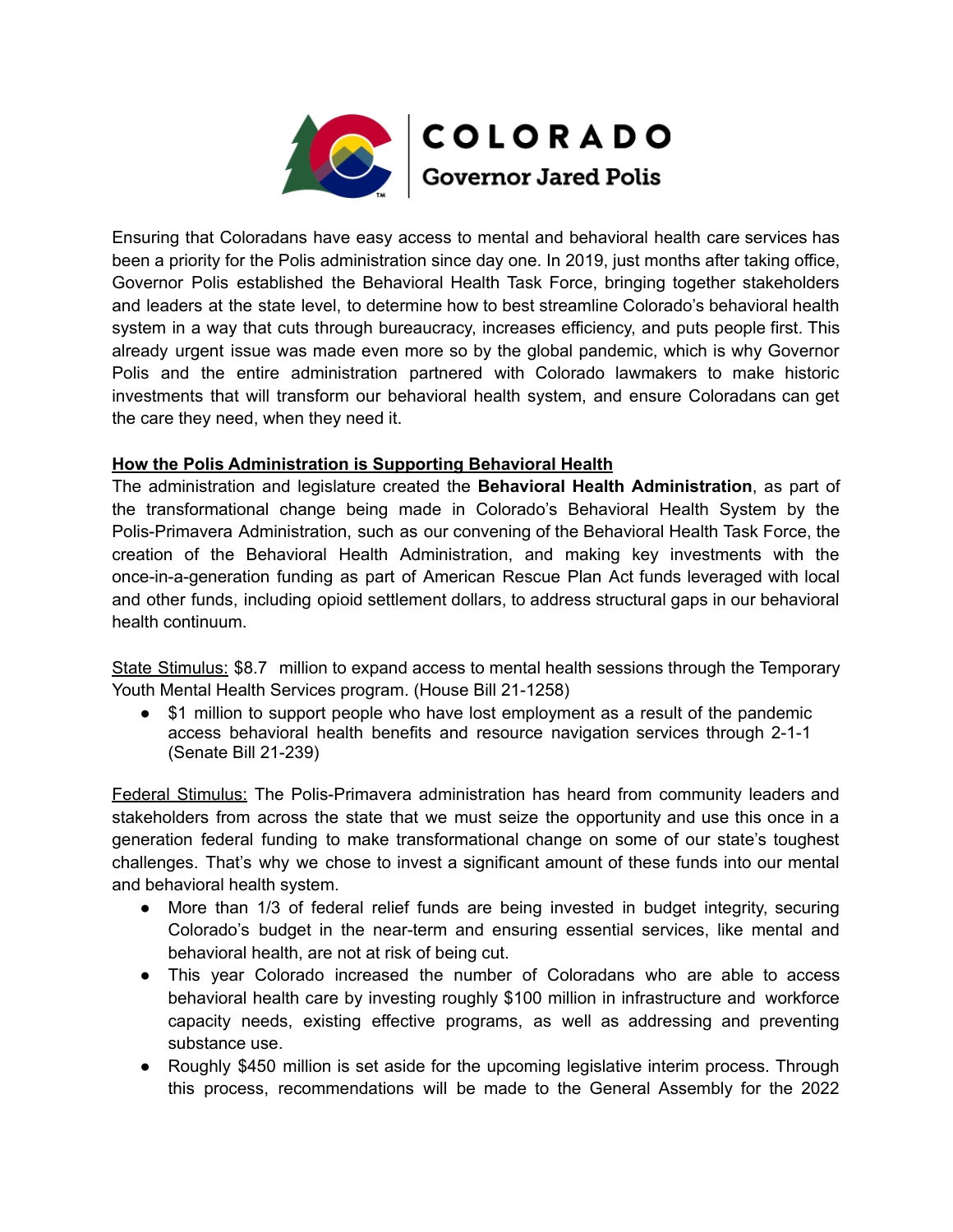COLORADO

Governor Jared Polis

Ensuring that Coloradans have easy access to mental and behavioral health care services has been a priority for the Polis administration since day one. In 2019, just months after taking office, Governor Polis established the Behavioral Health Task Force, bringing together stakeholders and leaders at the state level, to determine how to best streamline Colorado's behavioral health system in a way that cuts through bureaucracy, increases efficiency, and puts people first. This already urgent issue was made even more so by the global pandemic, which is why Governor Polis and the entire administration partnered with Colorado lawmakers to make historic investments that will transform our behavioral health system, and ensure Coloradans can get the care they need, when they need it.

## How the Polis Administration is Supporting Behavioral Health

The administration and legislature created the **Behavioral Health Administration**, as part of the transformational change being made in Colorado's Behavioral Health System by the Polis-Primavera Administration, such as our convening of the Behavioral Health Task Force, the creation of the Behavioral Health Administration, and making key investments with the once-in-a-generation funding as part of American Rescue Plan Act funds leveraged with local and other funds, including opioid settlement dollars, to address structural gaps in our behavioral health continuum.

State Stimulus: $8.7 million to expand access to mental health sessions through the Temporary Youth Mental Health Services program. (House Bill 21-1258)

- $1 million to support people who have lost employment as a result of the pandemic access behavioral health benefits and resource navigation services through 2-1-1 (Senate Bill 21-239)

Federal Stimulus: The Polis-Primavera administration has heard from community leaders and stakeholders from across the state that we must seize the opportunity and use this once in a generation federal funding to make transformational change on some of our state's toughest challenges. That's why we chose to invest a significant amount of these funds into our mental and behavioral health system.

- More than 1/3 of federal relief funds are being invested in budget integrity, securing Colorado's budget in the near-term and ensuring essential services, like mental and behavioral health, are not at risk of being cut.
- This year Colorado increased the number of Coloradans who are able to access behavioral health care by investing roughly $100 million in infrastructure and workforce capacity needs, existing effective programs, as well as addressing and preventing substance use.
- Roughly $450 million is set aside for the upcoming legislative interim process. Through this process, recommendations will be made to the General Assembly for the 2022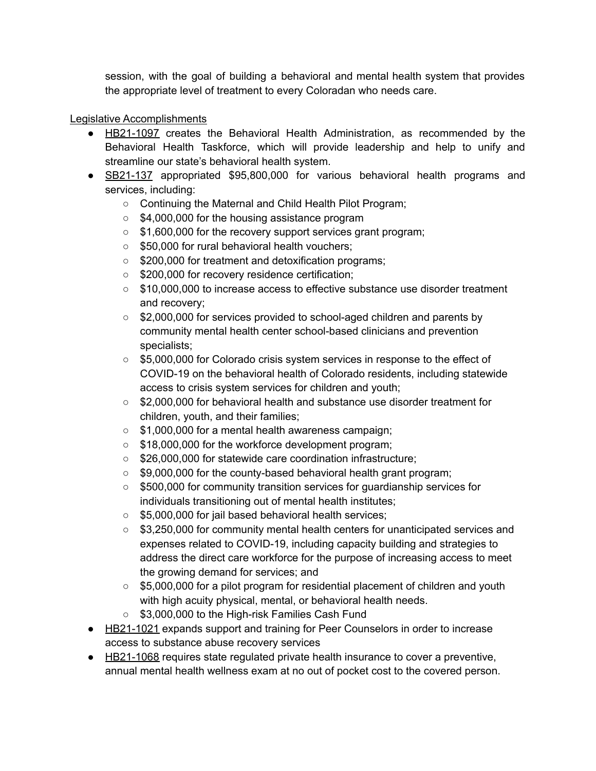session, with the goal of building a behavioral and mental health system that provides the appropriate level of treatment to every Coloradan who needs care.

Legislative Accomplishments

- HB21-1097 creates the Behavioral Health Administration, as recommended by the Behavioral Health Taskforce, which will provide leadership and help to unify and streamline our state's behavioral health system.
- SB21-137 appropriated $95,800,000 for various behavioral health programs and services, including:
  - Continuing the Maternal and Child Health Pilot Program;
  - $4,000,000 for the housing assistance program
  - $1,600,000 for the recovery support services grant program;
  - $50,000 for rural behavioral health vouchers;
  - $200,000 for treatment and detoxification programs;
  - $200,000 for recovery residence certification;
  - $10,000,000 to increase access to effective substance use disorder treatment and recovery;
  - $2,000,000 for services provided to school-aged children and parents by community mental health center school-based clinicians and prevention specialists;
  - $5,000,000 for Colorado crisis system services in response to the effect of COVID-19 on the behavioral health of Colorado residents, including statewide access to crisis system services for children and youth;
  - $2,000,000 for behavioral health and substance use disorder treatment for children, youth, and their families;
  - $1,000,000 for a mental health awareness campaign;
  - $18,000,000 for the workforce development program;
  - $26,000,000 for statewide care coordination infrastructure;
  - $9,000,000 for the county-based behavioral health grant program;
  - $500,000 for community transition services for guardianship services for individuals transitioning out of mental health institutes;
  - $5,000,000 for jail based behavioral health services;
  - $3,250,000 for community mental health centers for unanticipated services and expenses related to COVID-19, including capacity building and strategies to address the direct care workforce for the purpose of increasing access to meet the growing demand for services; and
  - $5,000,000 for a pilot program for residential placement of children and youth with high acuity physical, mental, or behavioral health needs.
  - $3,000,000 to the High-risk Families Cash Fund
- HB21-1021 expands support and training for Peer Counselors in order to increase access to substance abuse recovery services
- HB21-1068 requires state regulated private health insurance to cover a preventive, annual mental health wellness exam at no out of pocket cost to the covered person.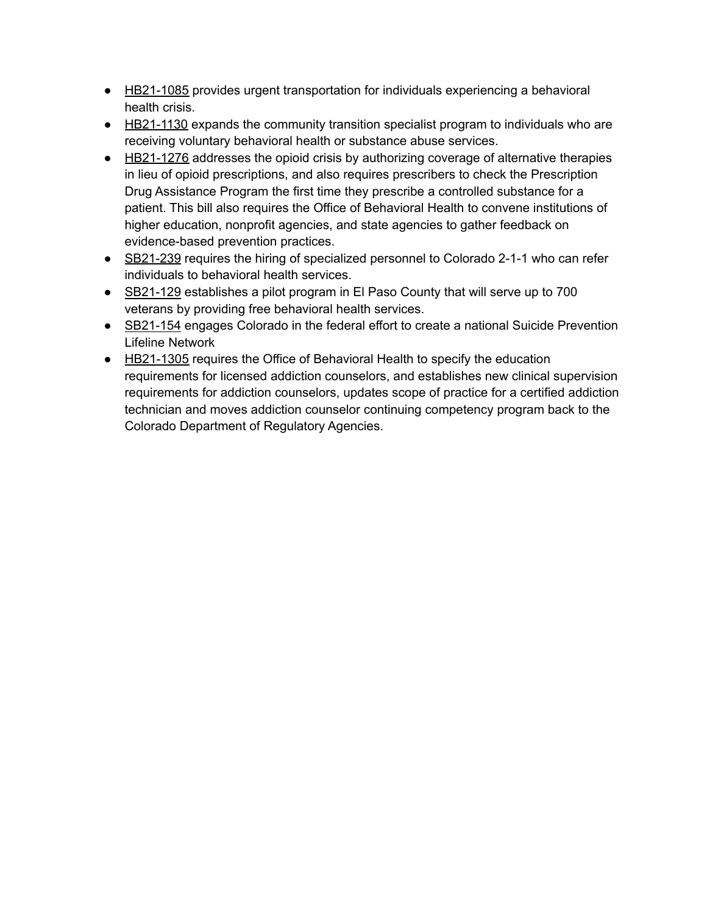- HB21-1085 provides urgent transportation for individuals experiencing a behavioral health crisis.
- HB21-1130 expands the community transition specialist program to individuals who are receiving voluntary behavioral health or substance abuse services.
- HB21-1276 addresses the opioid crisis by authorizing coverage of alternative therapies in lieu of opioid prescriptions, and also requires prescribers to check the Prescription Drug Assistance Program the first time they prescribe a controlled substance for a patient. This bill also requires the Office of Behavioral Health to convene institutions of higher education, nonprofit agencies, and state agencies to gather feedback on evidence-based prevention practices.
- SB21-239 requires the hiring of specialized personnel to Colorado 2-1-1 who can refer individuals to behavioral health services.
- SB21-129 establishes a pilot program in El Paso County that will serve up to 700 veterans by providing free behavioral health services.
- SB21-154 engages Colorado in the federal effort to create a national Suicide Prevention Lifeline Network
- HB21-1305 requires the Office of Behavioral Health to specify the education requirements for licensed addiction counselors, and establishes new clinical supervision requirements for addiction counselors, updates scope of practice for a certified addiction technician and moves addiction counselor continuing competency program back to the Colorado Department of Regulatory Agencies.